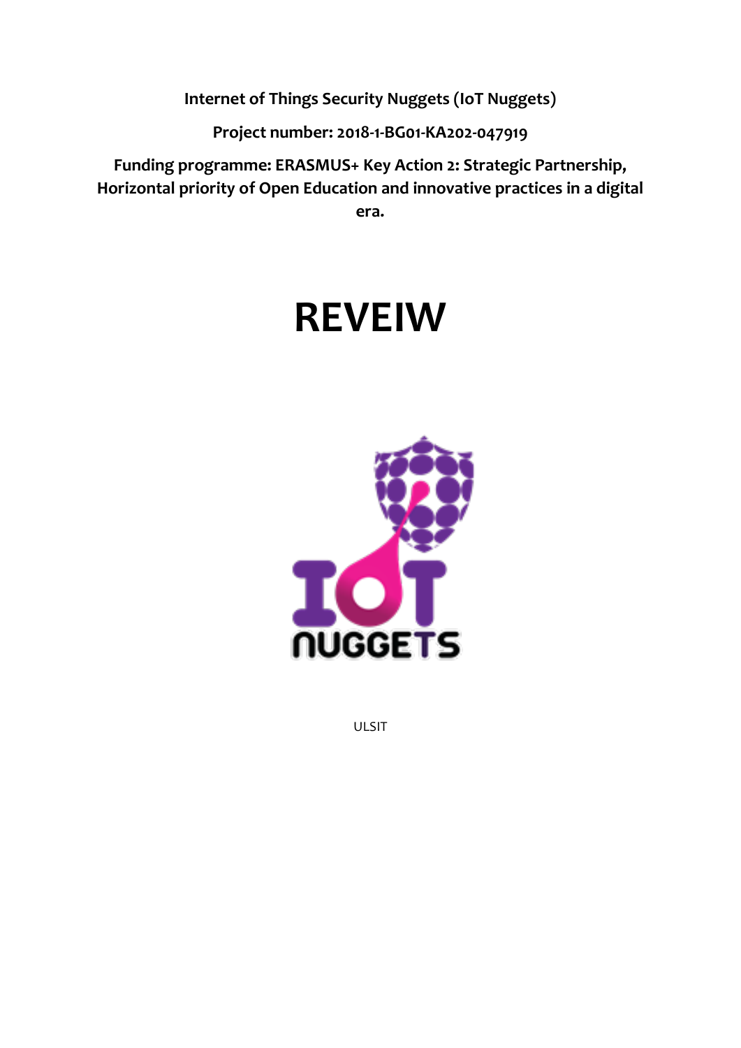**Internet of Things Security Nuggets (IoT Nuggets)**

**Project number: 2018-1-BG01-KA202-047919**

**Funding programme: ERASMUS+ Key Action 2: Strategic Partnership, Horizontal priority of Open Education and innovative practices in a digital era.**

# REVEIW

ULSIT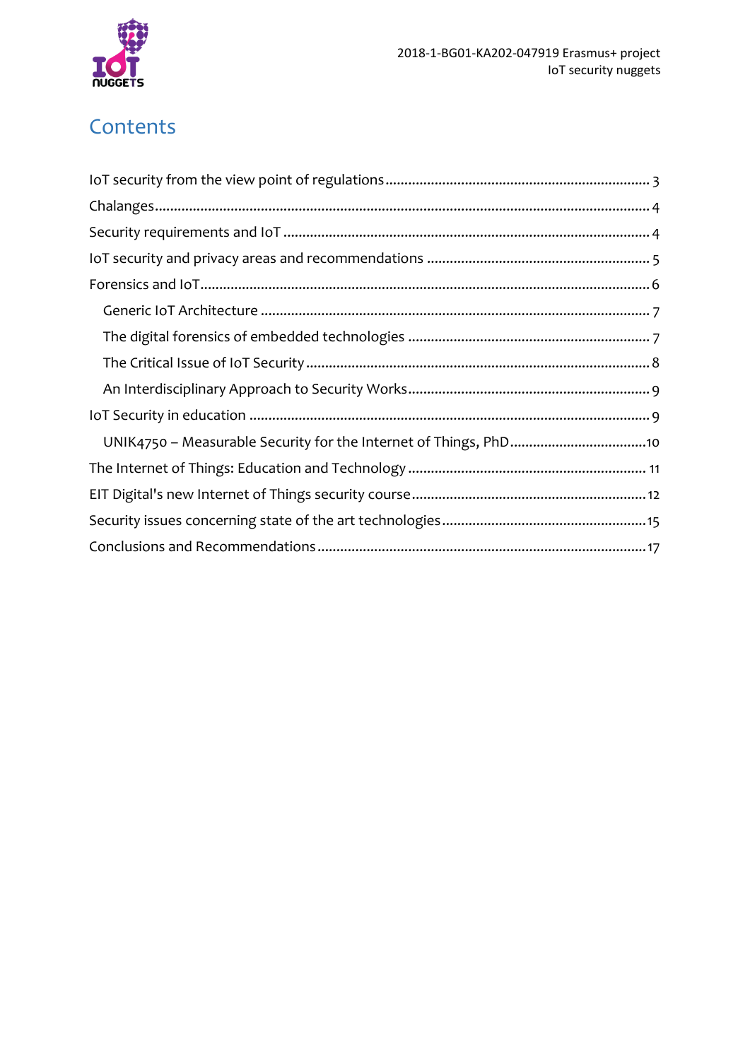# Contents

IoT security from the view point of regulations ........................................................ 3
Chalanges ........................................................................................................ 4
Security requirements and IoT ......................................................................... 4
IoT security and privacy areas and recommendations ..................................... 5
Forensics and IoT .............................................................................................. 6
- Generic IoT Architecture ............................................................................... 7
- The digital forensics of embedded technologies ........................................... 7
- The Critical Issue of IoT Security .................................................................. 8
- An Interdisciplinary Approach to Security Works ......................................... 9

IoT Security in education .................................................................................. 9
- UNIK4750 – Measurable Security for the Internet of Things, PhD ................ 10

The Internet of Things: Education and Technology .......................................... 11
EIT Digital's new Internet of Things security course ......................................... 12
Security issues concerning state of the art technologies ................................... 15
Conclusions and Recommendations ................................................................. 17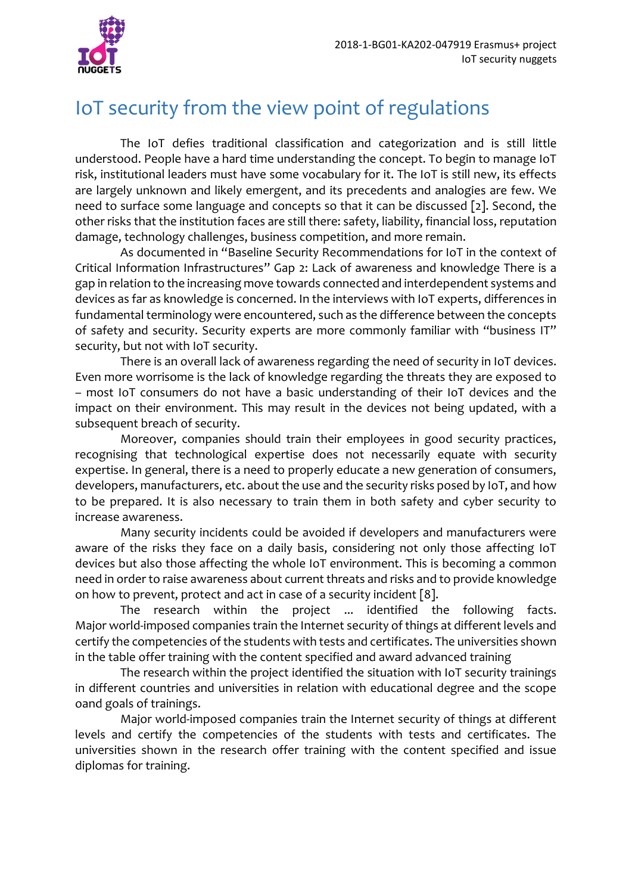# IoT security from the view point of regulations

The IoT defies traditional classification and categorization and is still little understood. People have a hard time understanding the concept. To begin to manage IoT risk, institutional leaders must have some vocabulary for it. The IoT is still new, its effects are largely unknown and likely emergent, and its precedents and analogies are few. We need to surface some language and concepts so that it can be discussed [2]. Second, the other risks that the institution faces are still there: safety, liability, financial loss, reputation damage, technology challenges, business competition, and more remain.

As documented in "Baseline Security Recommendations for IoT in the context of Critical Information Infrastructures" Gap 2: Lack of awareness and knowledge There is a gap in relation to the increasing move towards connected and interdependent systems and devices as far as knowledge is concerned. In the interviews with IoT experts, differences in fundamental terminology were encountered, such as the difference between the concepts of safety and security. Security experts are more commonly familiar with "business IT" security, but not with IoT security.

There is an overall lack of awareness regarding the need of security in IoT devices. Even more worrisome is the lack of knowledge regarding the threats they are exposed to – most IoT consumers do not have a basic understanding of their IoT devices and the impact on their environment. This may result in the devices not being updated, with a subsequent breach of security.

Moreover, companies should train their employees in good security practices, recognising that technological expertise does not necessarily equate with security expertise. In general, there is a need to properly educate a new generation of consumers, developers, manufacturers, etc. about the use and the security risks posed by IoT, and how to be prepared. It is also necessary to train them in both safety and cyber security to increase awareness.

Many security incidents could be avoided if developers and manufacturers were aware of the risks they face on a daily basis, considering not only those affecting IoT devices but also those affecting the whole IoT environment. This is becoming a common need in order to raise awareness about current threats and risks and to provide knowledge on how to prevent, protect and act in case of a security incident [8].

The research within the project ... identified the following facts. Major world-imposed companies train the Internet security of things at different levels and certify the competencies of the students with tests and certificates. The universities shown in the table offer training with the content specified and award advanced training

The research within the project identified the situation with IoT security trainings in different countries and universities in relation with educational degree and the scope oand goals of trainings.

Major world-imposed companies train the Internet security of things at different levels and certify the competencies of the students with tests and certificates. The universities shown in the research offer training with the content specified and issue diplomas for training.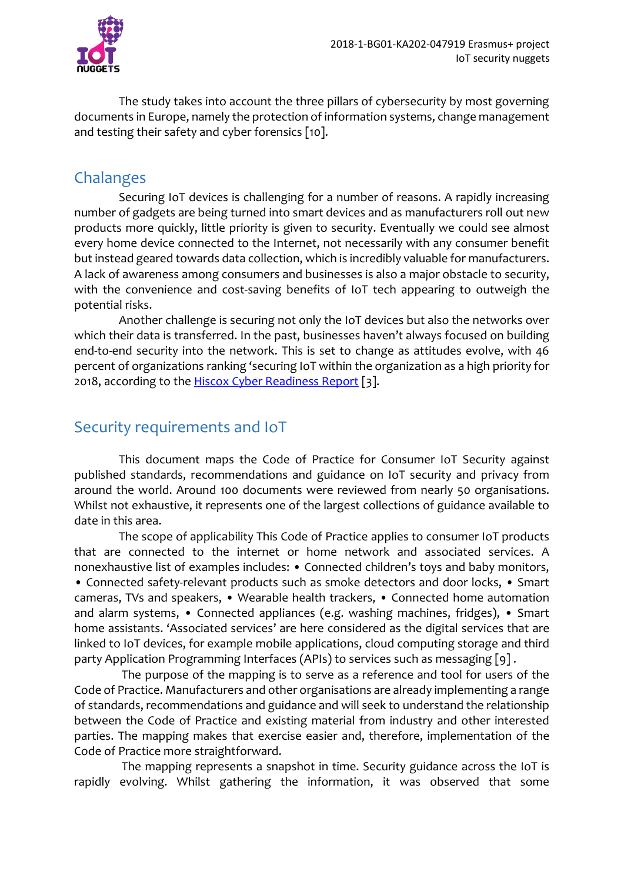The study takes into account the three pillars of cybersecurity by most governing documents in Europe, namely the protection of information systems, change management and testing their safety and cyber forensics [10].

## Chalanges

Securing IoT devices is challenging for a number of reasons. A rapidly increasing number of gadgets are being turned into smart devices and as manufacturers roll out new products more quickly, little priority is given to security. Eventually we could see almost every home device connected to the Internet, not necessarily with any consumer benefit but instead geared towards data collection, which is incredibly valuable for manufacturers. A lack of awareness among consumers and businesses is also a major obstacle to security, with the convenience and cost-saving benefits of IoT tech appearing to outweigh the potential risks.

Another challenge is securing not only the IoT devices but also the networks over which their data is transferred. In the past, businesses haven't always focused on building end-to-end security into the network. This is set to change as attitudes evolve, with 46 percent of organizations ranking 'securing IoT within the organization as a high priority for 2018, according to the Hiscox Cyber Readiness Report [3].

## Security requirements and IoT

This document maps the Code of Practice for Consumer IoT Security against published standards, recommendations and guidance on IoT security and privacy from around the world. Around 100 documents were reviewed from nearly 50 organisations. Whilst not exhaustive, it represents one of the largest collections of guidance available to date in this area.

The scope of applicability This Code of Practice applies to consumer IoT products that are connected to the internet or home network and associated services. A nonexhaustive list of examples includes: • Connected children's toys and baby monitors, • Connected safety-relevant products such as smoke detectors and door locks, • Smart cameras, TVs and speakers, • Wearable health trackers, • Connected home automation and alarm systems, • Connected appliances (e.g. washing machines, fridges), • Smart home assistants. 'Associated services' are here considered as the digital services that are linked to IoT devices, for example mobile applications, cloud computing storage and third party Application Programming Interfaces (APIs) to services such as messaging [9] .

The purpose of the mapping is to serve as a reference and tool for users of the Code of Practice. Manufacturers and other organisations are already implementing a range of standards, recommendations and guidance and will seek to understand the relationship between the Code of Practice and existing material from industry and other interested parties. The mapping makes that exercise easier and, therefore, implementation of the Code of Practice more straightforward.

The mapping represents a snapshot in time. Security guidance across the IoT is rapidly evolving. Whilst gathering the information, it was observed that some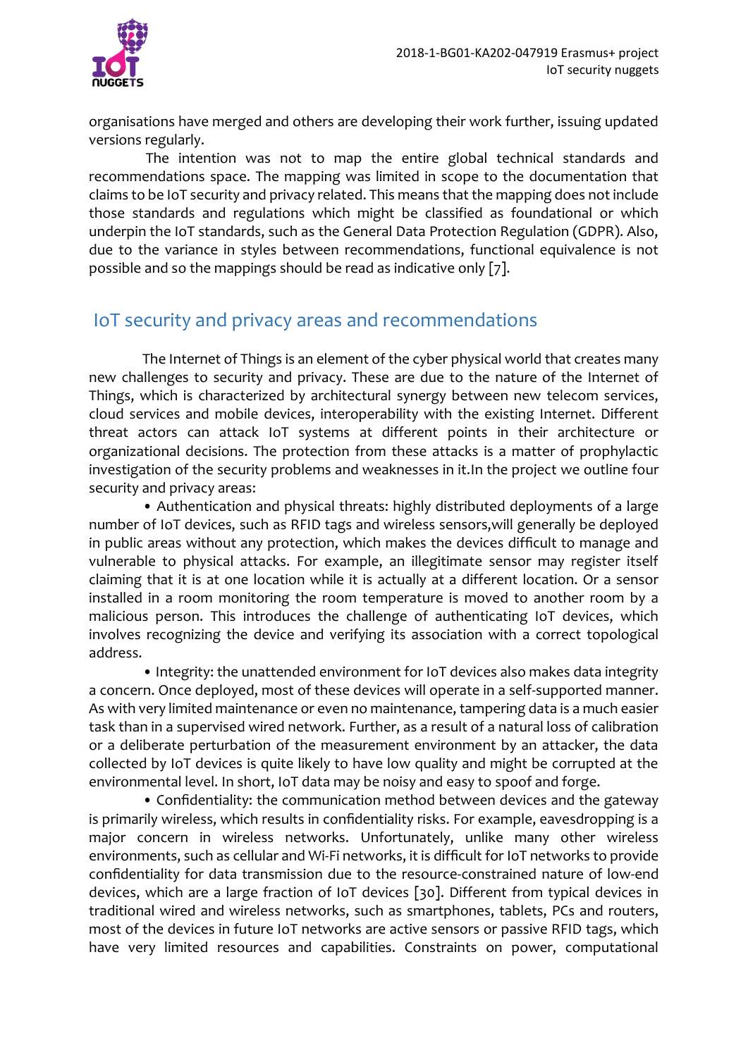organisations have merged and others are developing their work further, issuing updated versions regularly.

The intention was not to map the entire global technical standards and recommendations space. The mapping was limited in scope to the documentation that claims to be IoT security and privacy related. This means that the mapping does not include those standards and regulations which might be classified as foundational or which underpin the IoT standards, such as the General Data Protection Regulation (GDPR). Also, due to the variance in styles between recommendations, functional equivalence is not possible and so the mappings should be read as indicative only [7].

## IoT security and privacy areas and recommendations

The Internet of Things is an element of the cyber physical world that creates many new challenges to security and privacy. These are due to the nature of the Internet of Things, which is characterized by architectural synergy between new telecom services, cloud services and mobile devices, interoperability with the existing Internet. Different threat actors can attack IoT systems at different points in their architecture or organizational decisions. The protection from these attacks is a matter of prophylactic investigation of the security problems and weaknesses in it.In the project we outline four security and privacy areas:

- Authentication and physical threats: highly distributed deployments of a large number of IoT devices, such as RFID tags and wireless sensors,will generally be deployed in public areas without any protection, which makes the devices difficult to manage and vulnerable to physical attacks. For example, an illegitimate sensor may register itself claiming that it is at one location while it is actually at a different location. Or a sensor installed in a room monitoring the room temperature is moved to another room by a malicious person. This introduces the challenge of authenticating IoT devices, which involves recognizing the device and verifying its association with a correct topological address.
- Integrity: the unattended environment for IoT devices also makes data integrity a concern. Once deployed, most of these devices will operate in a self-supported manner. As with very limited maintenance or even no maintenance, tampering data is a much easier task than in a supervised wired network. Further, as a result of a natural loss of calibration or a deliberate perturbation of the measurement environment by an attacker, the data collected by IoT devices is quite likely to have low quality and might be corrupted at the environmental level. In short, IoT data may be noisy and easy to spoof and forge.
- Confidentiality: the communication method between devices and the gateway is primarily wireless, which results in confidentiality risks. For example, eavesdropping is a major concern in wireless networks. Unfortunately, unlike many other wireless environments, such as cellular and Wi-Fi networks, it is difficult for IoT networks to provide confidentiality for data transmission due to the resource-constrained nature of low-end devices, which are a large fraction of IoT devices [30]. Different from typical devices in traditional wired and wireless networks, such as smartphones, tablets, PCs and routers, most of the devices in future IoT networks are active sensors or passive RFID tags, which have very limited resources and capabilities. Constraints on power, computational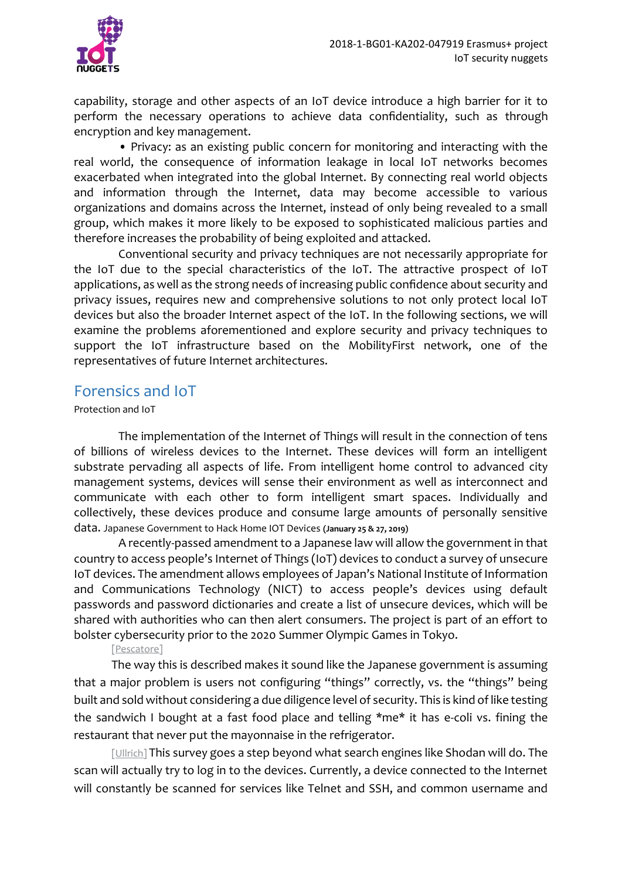capability, storage and other aspects of an IoT device introduce a high barrier for it to perform the necessary operations to achieve data confidentiality, such as through encryption and key management.

• Privacy: as an existing public concern for monitoring and interacting with the real world, the consequence of information leakage in local IoT networks becomes exacerbated when integrated into the global Internet. By connecting real world objects and information through the Internet, data may become accessible to various organizations and domains across the Internet, instead of only being revealed to a small group, which makes it more likely to be exposed to sophisticated malicious parties and therefore increases the probability of being exploited and attacked.

Conventional security and privacy techniques are not necessarily appropriate for the IoT due to the special characteristics of the IoT. The attractive prospect of IoT applications, as well as the strong needs of increasing public confidence about security and privacy issues, requires new and comprehensive solutions to not only protect local IoT devices but also the broader Internet aspect of the IoT. In the following sections, we will examine the problems aforementioned and explore security and privacy techniques to support the IoT infrastructure based on the MobilityFirst network, one of the representatives of future Internet architectures.

## Forensics and IoT

Protection and IoT

The implementation of the Internet of Things will result in the connection of tens of billions of wireless devices to the Internet. These devices will form an intelligent substrate pervading all aspects of life. From intelligent home control to advanced city management systems, devices will sense their environment as well as interconnect and communicate with each other to form intelligent smart spaces. Individually and collectively, these devices produce and consume large amounts of personally sensitive data. Japanese Government to Hack Home IOT Devices **(January 25 & 27, 2019)**

A recently-passed amendment to a Japanese law will allow the government in that country to access people's Internet of Things (IoT) devices to conduct a survey of unsecure IoT devices. The amendment allows employees of Japan's National Institute of Information and Communications Technology (NICT) to access people's devices using default passwords and password dictionaries and create a list of unsecure devices, which will be shared with authorities who can then alert consumers. The project is part of an effort to bolster cybersecurity prior to the 2020 Summer Olympic Games in Tokyo.

[Pescatore]

The way this is described makes it sound like the Japanese government is assuming that a major problem is users not configuring "things" correctly, vs. the "things" being built and sold without considering a due diligence level of security. This is kind of like testing the sandwich I bought at a fast food place and telling *me* it has e-coli vs. fining the restaurant that never put the mayonnaise in the refrigerator.

[Ullrich] This survey goes a step beyond what search engines like Shodan will do. The scan will actually try to log in to the devices. Currently, a device connected to the Internet will constantly be scanned for services like Telnet and SSH, and common username and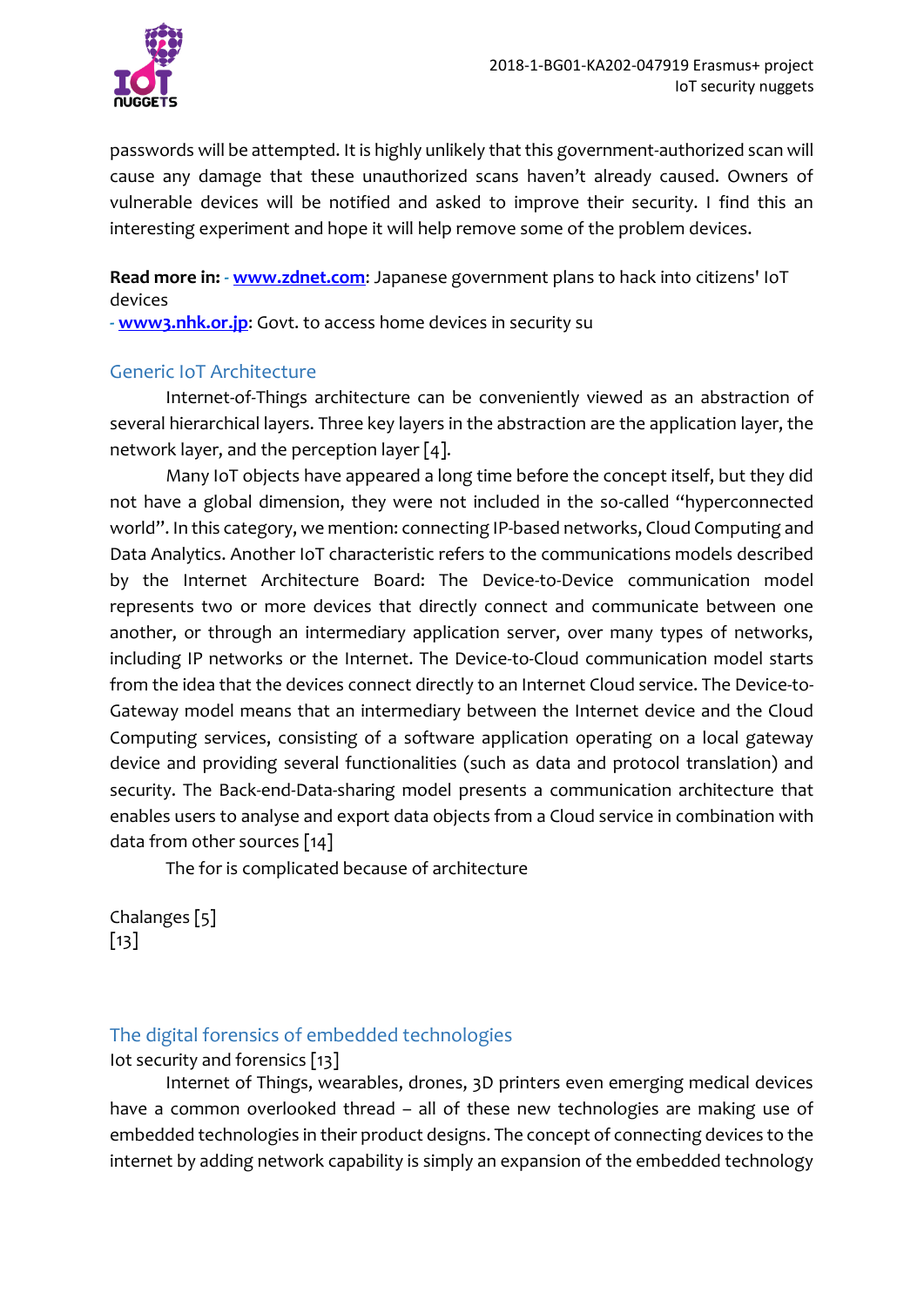passwords will be attempted. It is highly unlikely that this government-authorized scan will cause any damage that these unauthorized scans haven't already caused. Owners of vulnerable devices will be notified and asked to improve their security. I find this an interesting experiment and hope it will help remove some of the problem devices.

**Read more in:** - **www.zdnet.com**: Japanese government plans to hack into citizens' IoT devices
- **www3.nhk.or.jp**: Govt. to access home devices in security su

## Generic IoT Architecture

Internet-of-Things architecture can be conveniently viewed as an abstraction of several hierarchical layers. Three key layers in the abstraction are the application layer, the network layer, and the perception layer [4].

Many IoT objects have appeared a long time before the concept itself, but they did not have a global dimension, they were not included in the so-called "hyperconnected world". In this category, we mention: connecting IP-based networks, Cloud Computing and Data Analytics. Another IoT characteristic refers to the communications models described by the Internet Architecture Board: The Device-to-Device communication model represents two or more devices that directly connect and communicate between one another, or through an intermediary application server, over many types of networks, including IP networks or the Internet. The Device-to-Cloud communication model starts from the idea that the devices connect directly to an Internet Cloud service. The Device-to-Gateway model means that an intermediary between the Internet device and the Cloud Computing services, consisting of a software application operating on a local gateway device and providing several functionalities (such as data and protocol translation) and security. The Back-end-Data-sharing model presents a communication architecture that enables users to analyse and export data objects from a Cloud service in combination with data from other sources [14]

The for is complicated because of architecture

Chalanges [5]
[13]

## The digital forensics of embedded technologies

Iot security and forensics [13]

Internet of Things, wearables, drones, 3D printers even emerging medical devices have a common overlooked thread – all of these new technologies are making use of embedded technologies in their product designs. The concept of connecting devices to the internet by adding network capability is simply an expansion of the embedded technology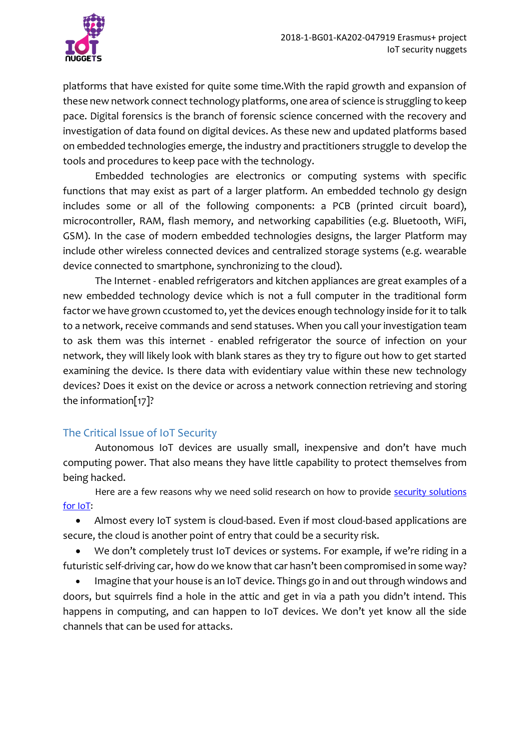platforms that have existed for quite some time.With the rapid growth and expansion of these new network connect technology platforms, one area of science is struggling to keep pace. Digital forensics is the branch of forensic science concerned with the recovery and investigation of data found on digital devices. As these new and updated platforms based on embedded technologies emerge, the industry and practitioners struggle to develop the tools and procedures to keep pace with the technology.

Embedded technologies are electronics or computing systems with specific functions that may exist as part of a larger platform. An embedded technolo gy design includes some or all of the following components: a PCB (printed circuit board), microcontroller, RAM, flash memory, and networking capabilities (e.g. Bluetooth, WiFi, GSM). In the case of modern embedded technologies designs, the larger Platform may include other wireless connected devices and centralized storage systems (e.g. wearable device connected to smartphone, synchronizing to the cloud).

The Internet - enabled refrigerators and kitchen appliances are great examples of a new embedded technology device which is not a full computer in the traditional form factor we have grown ccustomed to, yet the devices enough technology inside for it to talk to a network, receive commands and send statuses. When you call your investigation team to ask them was this internet - enabled refrigerator the source of infection on your network, they will likely look with blank stares as they try to figure out how to get started examining the device. Is there data with evidentiary value within these new technology devices? Does it exist on the device or across a network connection retrieving and storing the information[17]?

## The Critical Issue of IoT Security

Autonomous IoT devices are usually small, inexpensive and don't have much computing power. That also means they have little capability to protect themselves from being hacked.

Here are a few reasons why we need solid research on how to provide security solutions for IoT:

- Almost every IoT system is cloud-based. Even if most cloud-based applications are secure, the cloud is another point of entry that could be a security risk.
- We don't completely trust IoT devices or systems. For example, if we're riding in a futuristic self-driving car, how do we know that car hasn't been compromised in some way?
- Imagine that your house is an IoT device. Things go in and out through windows and doors, but squirrels find a hole in the attic and get in via a path you didn't intend. This happens in computing, and can happen to IoT devices. We don't yet know all the side channels that can be used for attacks.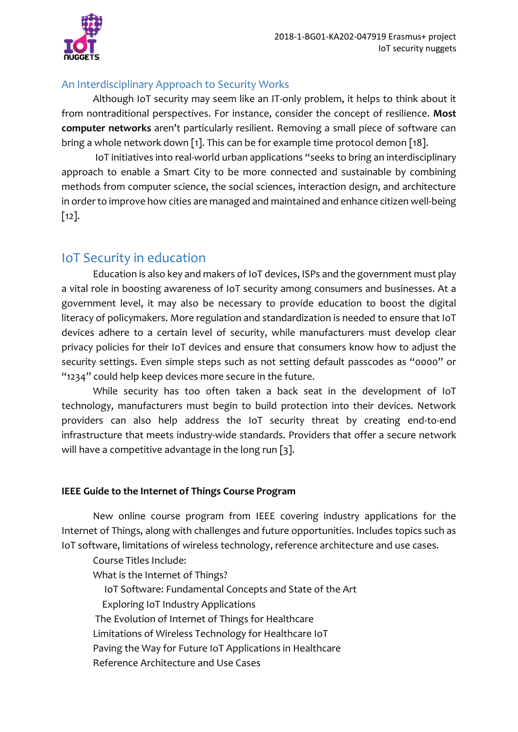### An Interdisciplinary Approach to Security Works

Although IoT security may seem like an IT-only problem, it helps to think about it from nontraditional perspectives. For instance, consider the concept of resilience. **Most computer networks** aren't particularly resilient. Removing a small piece of software can bring a whole network down [1]. This can be for example time protocol demon [18].

IoT initiatives into real-world urban applications "seeks to bring an interdisciplinary approach to enable a Smart City to be more connected and sustainable by combining methods from computer science, the social sciences, interaction design, and architecture in order to improve how cities are managed and maintained and enhance citizen well-being [12].

## IoT Security in education

Education is also key and makers of IoT devices, ISPs and the government must play a vital role in boosting awareness of IoT security among consumers and businesses. At a government level, it may also be necessary to provide education to boost the digital literacy of policymakers. More regulation and standardization is needed to ensure that IoT devices adhere to a certain level of security, while manufacturers must develop clear privacy policies for their IoT devices and ensure that consumers know how to adjust the security settings. Even simple steps such as not setting default passcodes as "0000" or "1234" could help keep devices more secure in the future.

While security has too often taken a back seat in the development of IoT technology, manufacturers must begin to build protection into their devices. Network providers can also help address the IoT security threat by creating end-to-end infrastructure that meets industry-wide standards. Providers that offer a secure network will have a competitive advantage in the long run [3].

**IEEE Guide to the Internet of Things Course Program**

New online course program from IEEE covering industry applications for the Internet of Things, along with challenges and future opportunities. Includes topics such as IoT software, limitations of wireless technology, reference architecture and use cases.

Course Titles Include:

What is the Internet of Things?

IoT Software: Fundamental Concepts and State of the Art

Exploring IoT Industry Applications

The Evolution of Internet of Things for Healthcare

Limitations of Wireless Technology for Healthcare IoT

Paving the Way for Future IoT Applications in Healthcare

Reference Architecture and Use Cases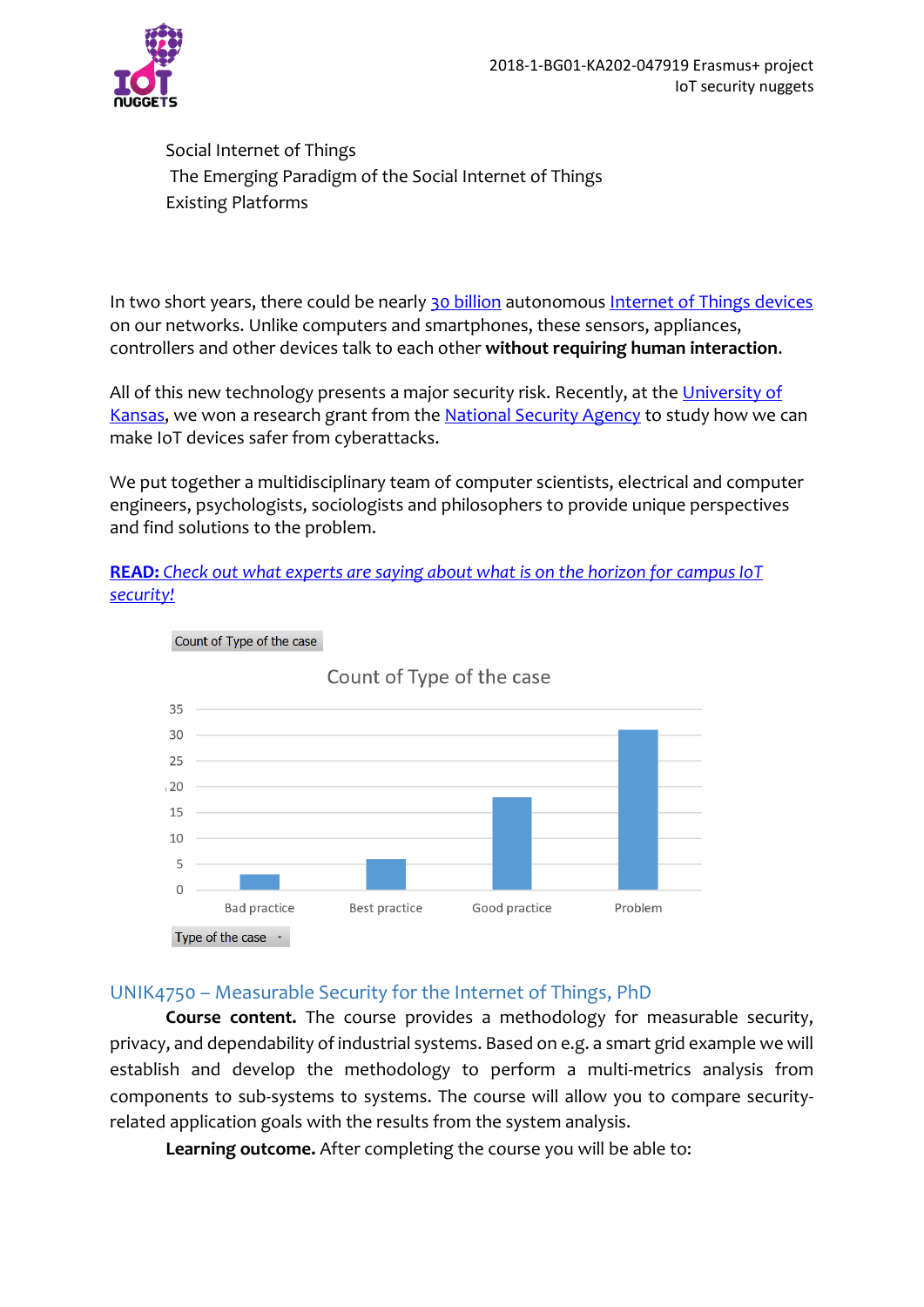Social Internet of Things

The Emerging Paradigm of the Social Internet of Things

Existing Platforms

In two short years, there could be nearly 30 billion autonomous Internet of Things devices on our networks. Unlike computers and smartphones, these sensors, appliances, controllers and other devices talk to each other **without requiring human interaction**.

All of this new technology presents a major security risk. Recently, at the University of Kansas, we won a research grant from the National Security Agency to study how we can make IoT devices safer from cyberattacks.

We put together a multidisciplinary team of computer scientists, electrical and computer engineers, psychologists, sociologists and philosophers to provide unique perspectives and find solutions to the problem.

***READ:** Check out what experts are saying about what is on the horizon for campus IoT security!*

Count of Type of the case

**Count of Type of the case**

35
30
25
20
15
10
5
0

Bad practice | Best practice | Good practice | Problem

Type of the case

## UNIK4750 – Measurable Security for the Internet of Things, PhD

**Course content.** The course provides a methodology for measurable security, privacy, and dependability of industrial systems. Based on e.g. a smart grid example we will establish and develop the methodology to perform a multi-metrics analysis from components to sub-systems to systems. The course will allow you to compare security-related application goals with the results from the system analysis.

**Learning outcome.** After completing the course you will be able to: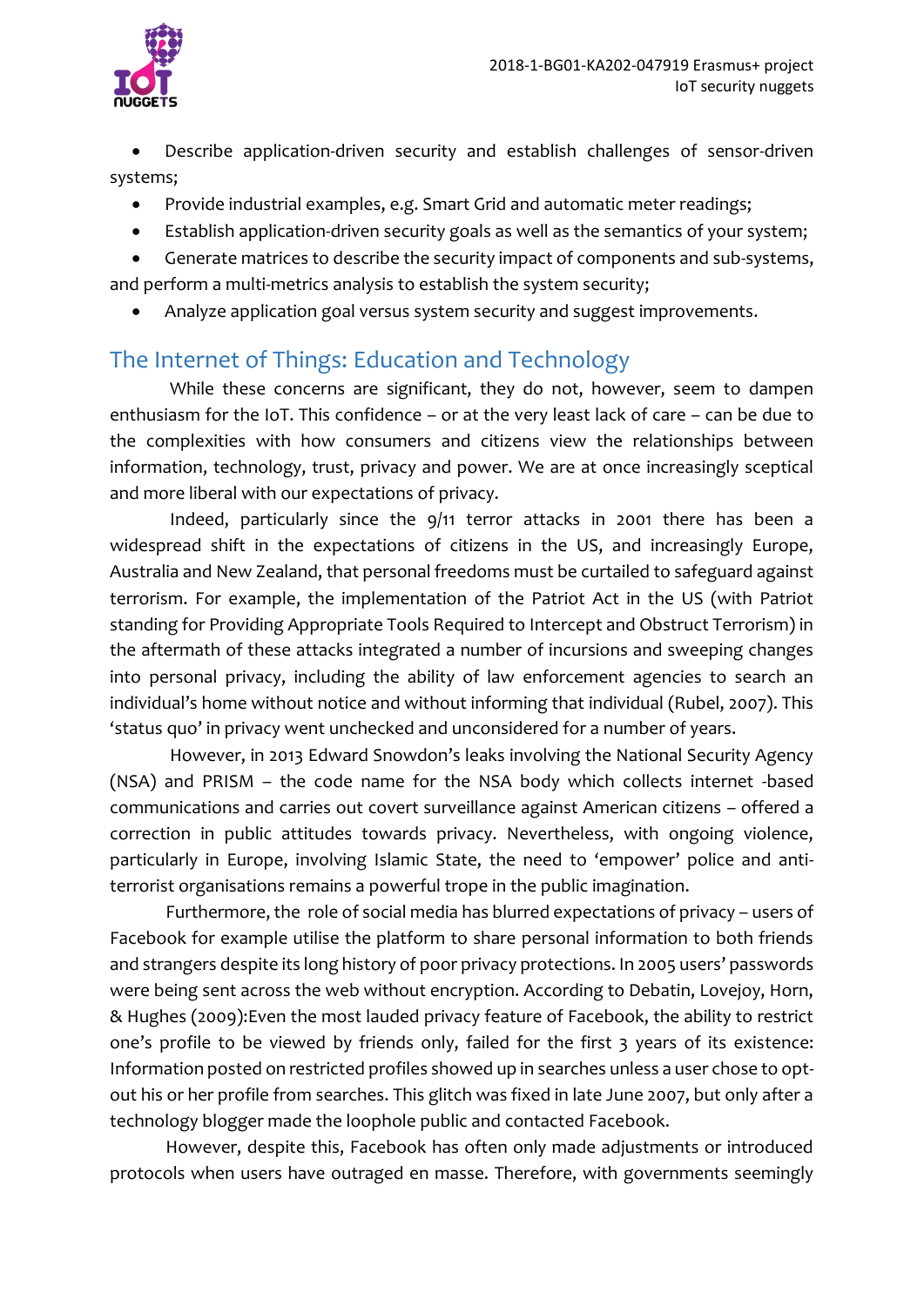- Describe application-driven security and establish challenges of sensor-driven systems;
- Provide industrial examples, e.g. Smart Grid and automatic meter readings;
- Establish application-driven security goals as well as the semantics of your system;
- Generate matrices to describe the security impact of components and sub-systems, and perform a multi-metrics analysis to establish the system security;
- Analyze application goal versus system security and suggest improvements.

## The Internet of Things: Education and Technology

While these concerns are significant, they do not, however, seem to dampen enthusiasm for the IoT. This confidence – or at the very least lack of care – can be due to the complexities with how consumers and citizens view the relationships between information, technology, trust, privacy and power. We are at once increasingly sceptical and more liberal with our expectations of privacy.

Indeed, particularly since the 9/11 terror attacks in 2001 there has been a widespread shift in the expectations of citizens in the US, and increasingly Europe, Australia and New Zealand, that personal freedoms must be curtailed to safeguard against terrorism. For example, the implementation of the Patriot Act in the US (with Patriot standing for Providing Appropriate Tools Required to Intercept and Obstruct Terrorism) in the aftermath of these attacks integrated a number of incursions and sweeping changes into personal privacy, including the ability of law enforcement agencies to search an individual's home without notice and without informing that individual (Rubel, 2007). This 'status quo' in privacy went unchecked and unconsidered for a number of years.

However, in 2013 Edward Snowdon's leaks involving the National Security Agency (NSA) and PRISM – the code name for the NSA body which collects internet -based communications and carries out covert surveillance against American citizens – offered a correction in public attitudes towards privacy. Nevertheless, with ongoing violence, particularly in Europe, involving Islamic State, the need to 'empower' police and anti-terrorist organisations remains a powerful trope in the public imagination.

Furthermore, the role of social media has blurred expectations of privacy – users of Facebook for example utilise the platform to share personal information to both friends and strangers despite its long history of poor privacy protections. In 2005 users' passwords were being sent across the web without encryption. According to Debatin, Lovejoy, Horn, & Hughes (2009):Even the most lauded privacy feature of Facebook, the ability to restrict one's profile to be viewed by friends only, failed for the first 3 years of its existence: Information posted on restricted profiles showed up in searches unless a user chose to opt-out his or her profile from searches. This glitch was fixed in late June 2007, but only after a technology blogger made the loophole public and contacted Facebook.

However, despite this, Facebook has often only made adjustments or introduced protocols when users have outraged en masse. Therefore, with governments seemingly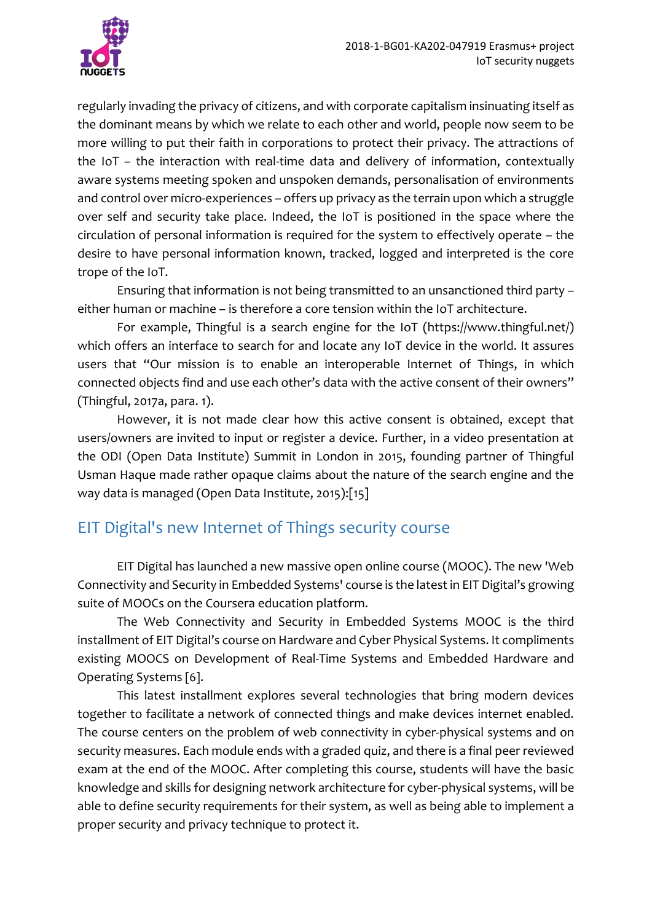regularly invading the privacy of citizens, and with corporate capitalism insinuating itself as the dominant means by which we relate to each other and world, people now seem to be more willing to put their faith in corporations to protect their privacy. The attractions of the IoT – the interaction with real-time data and delivery of information, contextually aware systems meeting spoken and unspoken demands, personalisation of environments and control over micro-experiences – offers up privacy as the terrain upon which a struggle over self and security take place. Indeed, the IoT is positioned in the space where the circulation of personal information is required for the system to effectively operate – the desire to have personal information known, tracked, logged and interpreted is the core trope of the IoT.

Ensuring that information is not being transmitted to an unsanctioned third party – either human or machine – is therefore a core tension within the IoT architecture.

For example, Thingful is a search engine for the IoT (https://www.thingful.net/) which offers an interface to search for and locate any IoT device in the world. It assures users that "Our mission is to enable an interoperable Internet of Things, in which connected objects find and use each other's data with the active consent of their owners" (Thingful, 2017a, para. 1).

However, it is not made clear how this active consent is obtained, except that users/owners are invited to input or register a device. Further, in a video presentation at the ODI (Open Data Institute) Summit in London in 2015, founding partner of Thingful Usman Haque made rather opaque claims about the nature of the search engine and the way data is managed (Open Data Institute, 2015):[15]

## EIT Digital's new Internet of Things security course

EIT Digital has launched a new massive open online course (MOOC). The new 'Web Connectivity and Security in Embedded Systems' course is the latest in EIT Digital's growing suite of MOOCs on the Coursera education platform.

The Web Connectivity and Security in Embedded Systems MOOC is the third installment of EIT Digital's course on Hardware and Cyber Physical Systems. It compliments existing MOOCS on Development of Real-Time Systems and Embedded Hardware and Operating Systems [6].

This latest installment explores several technologies that bring modern devices together to facilitate a network of connected things and make devices internet enabled. The course centers on the problem of web connectivity in cyber-physical systems and on security measures. Each module ends with a graded quiz, and there is a final peer reviewed exam at the end of the MOOC. After completing this course, students will have the basic knowledge and skills for designing network architecture for cyber-physical systems, will be able to define security requirements for their system, as well as being able to implement a proper security and privacy technique to protect it.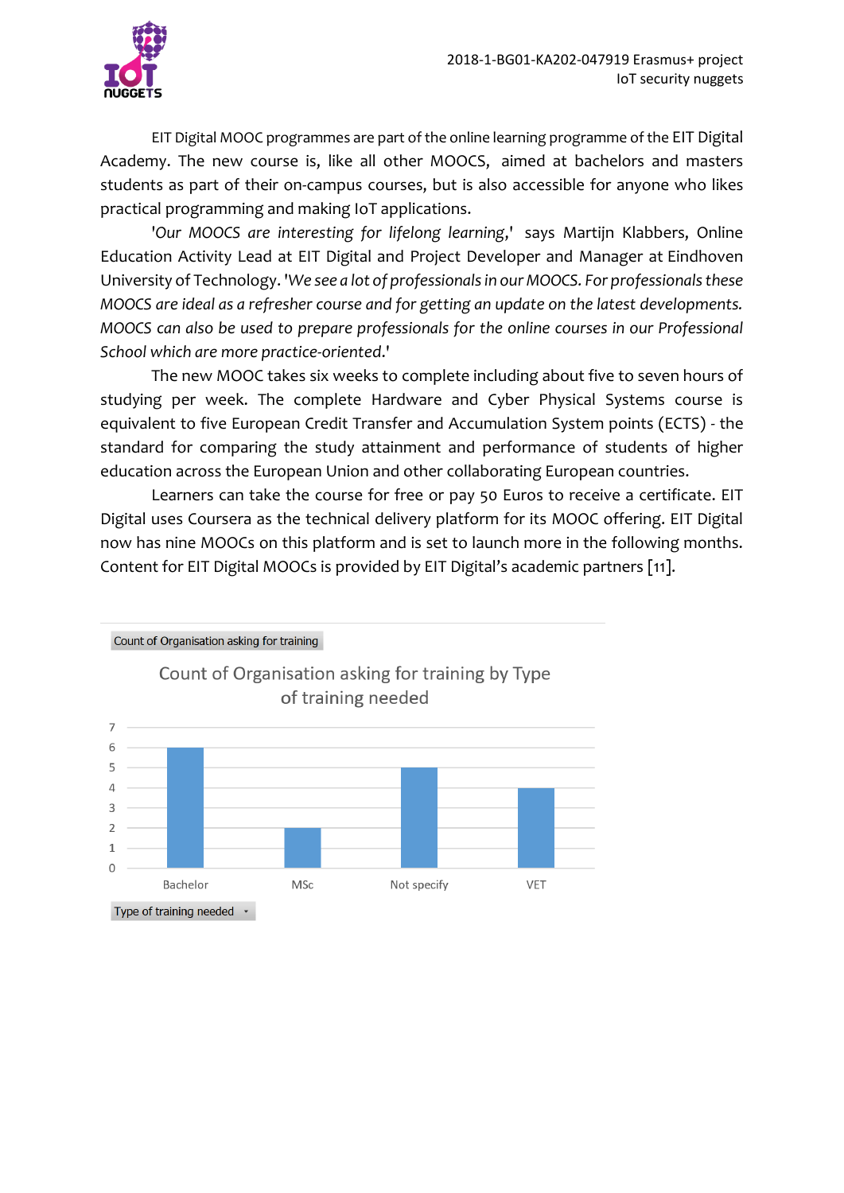EIT Digital MOOC programmes are part of the online learning programme of the EIT Digital Academy. The new course is, like all other MOOCS, aimed at bachelors and masters students as part of their on-campus courses, but is also accessible for anyone who likes practical programming and making IoT applications.

'*Our MOOCS are interesting for lifelong learning*,' says Martijn Klabbers, Online Education Activity Lead at EIT Digital and Project Developer and Manager at Eindhoven University of Technology. '*We see a lot of professionals in our MOOCS. For professionals these MOOCS are ideal as a refresher course and for getting an update on the latest developments. MOOCS can also be used to prepare professionals for the online courses in our Professional School which are more practice-oriented.*'

The new MOOC takes six weeks to complete including about five to seven hours of studying per week. The complete Hardware and Cyber Physical Systems course is equivalent to five European Credit Transfer and Accumulation System points (ECTS) - the standard for comparing the study attainment and performance of students of higher education across the European Union and other collaborating European countries.

Learners can take the course for free or pay 50 Euros to receive a certificate. EIT Digital uses Coursera as the technical delivery platform for its MOOC offering. EIT Digital now has nine MOOCs on this platform and is set to launch more in the following months. Content for EIT Digital MOOCs is provided by EIT Digital's academic partners [11].

Count of Organisation asking for training

**Count of Organisation asking for training by Type of training needed**

| Type of training needed | Count of Organisation asking for training |
|---|---|
| Bachelor | 6 |
| MSc | 2 |
| Not specify | 5 |
| VET | 4 |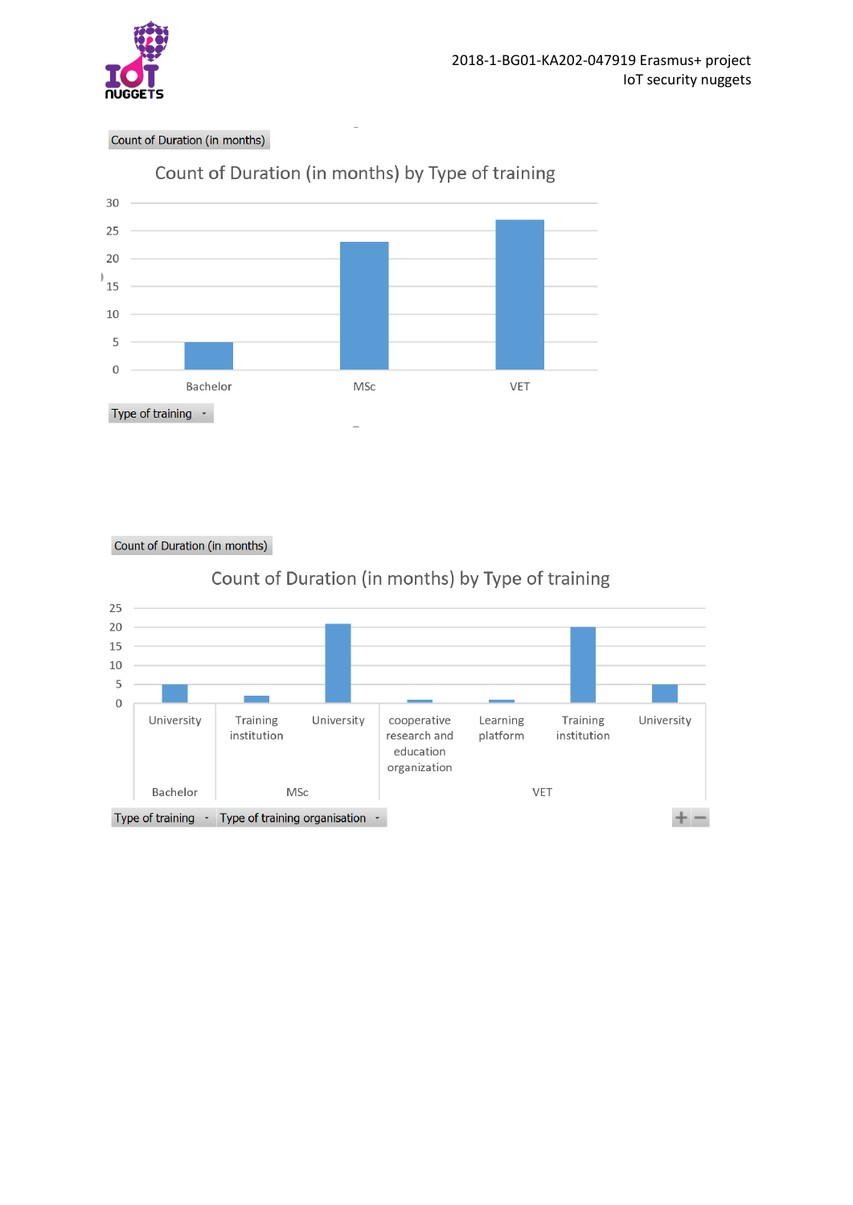Count of Duration (in months)

**Count of Duration (in months) by Type of training**

| Type of training | Count of Duration (in months) |
|---|---|
| Bachelor | 5 |
| MSc | 23 |
| VET | 27 |

Type of training

Count of Duration (in months)

**Count of Duration (in months) by Type of training**

| Type of training | Type of training organisation | Count of Duration (in months) |
|---|---|---|
| Bachelor | University | 5 |
| MSc | Training institution | 2 |
| MSc | University | 21 |
| VET | cooperative research and education organization | 1 |
| VET | Learning platform | 1 |
| VET | Training institution | 20 |
| VET | University | 5 |

Type of training | Type of training organisation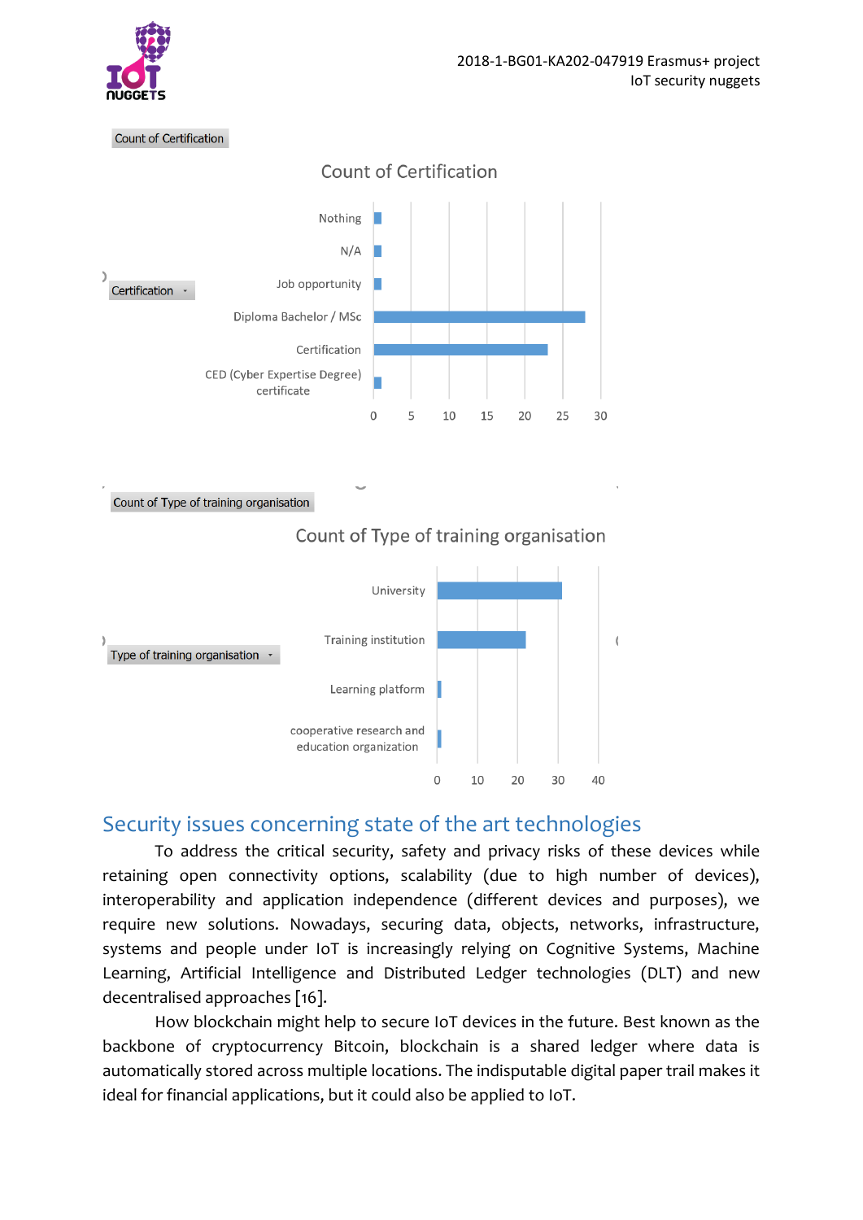Count of Certification

Count of Certification

Certification

| Certification | Count |
| --- | --- |
| Nothing | ~1 |
| N/A | ~1 |
| Job opportunity | ~1 |
| Diploma Bachelor / MSc | ~28 |
| Certification | ~23 |
| CED (Cyber Expertise Degree) certificate | ~1 |

Count of Type of training organisation

Count of Type of training organisation

Type of training organisation

| Type of training organisation | Count |
| --- | --- |
| University | ~31 |
| Training institution | ~22 |
| Learning platform | ~1 |
| cooperative research and education organization | ~1 |

## Security issues concerning state of the art technologies

To address the critical security, safety and privacy risks of these devices while retaining open connectivity options, scalability (due to high number of devices), interoperability and application independence (different devices and purposes), we require new solutions. Nowadays, securing data, objects, networks, infrastructure, systems and people under IoT is increasingly relying on Cognitive Systems, Machine Learning, Artificial Intelligence and Distributed Ledger technologies (DLT) and new decentralised approaches [16].

How blockchain might help to secure IoT devices in the future. Best known as the backbone of cryptocurrency Bitcoin, blockchain is a shared ledger where data is automatically stored across multiple locations. The indisputable digital paper trail makes it ideal for financial applications, but it could also be applied to IoT.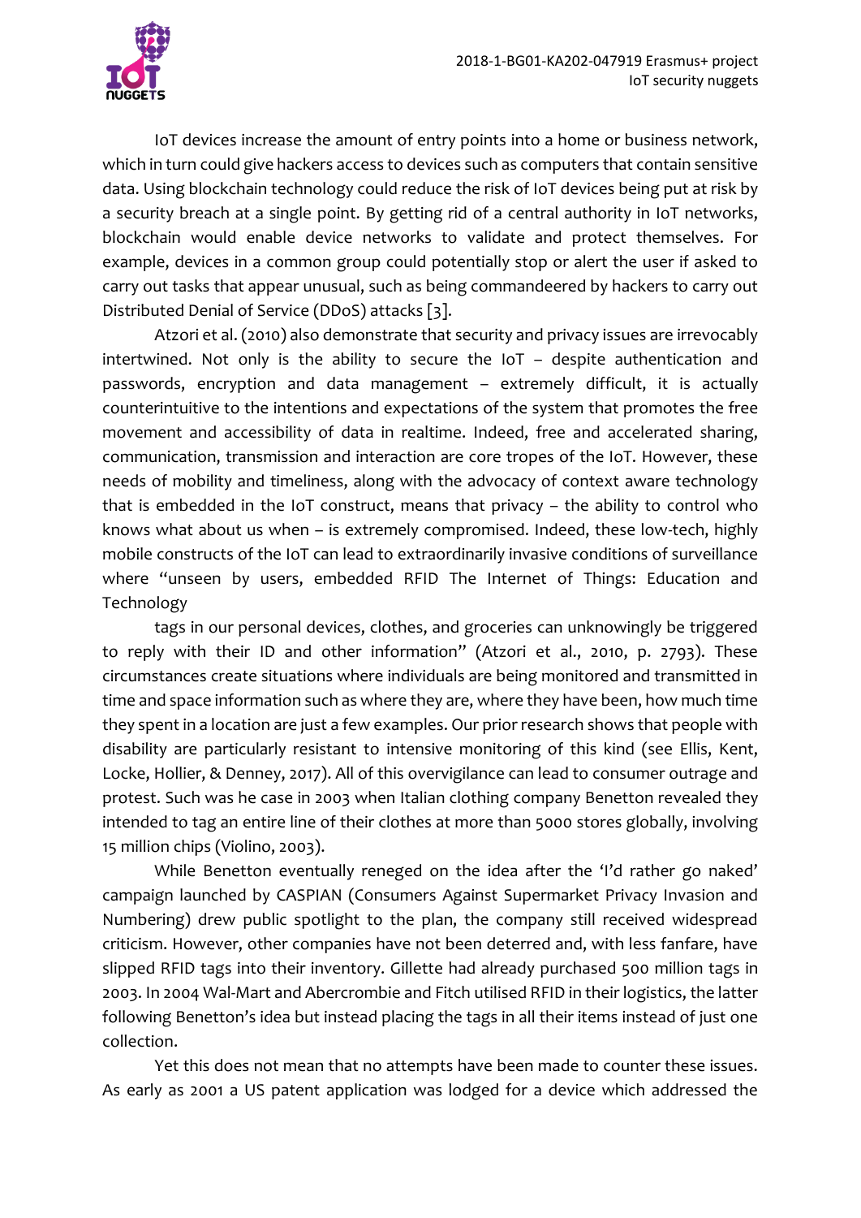IoT devices increase the amount of entry points into a home or business network, which in turn could give hackers access to devices such as computers that contain sensitive data. Using blockchain technology could reduce the risk of IoT devices being put at risk by a security breach at a single point. By getting rid of a central authority in IoT networks, blockchain would enable device networks to validate and protect themselves. For example, devices in a common group could potentially stop or alert the user if asked to carry out tasks that appear unusual, such as being commandeered by hackers to carry out Distributed Denial of Service (DDoS) attacks [3].

Atzori et al. (2010) also demonstrate that security and privacy issues are irrevocably intertwined. Not only is the ability to secure the IoT – despite authentication and passwords, encryption and data management – extremely difficult, it is actually counterintuitive to the intentions and expectations of the system that promotes the free movement and accessibility of data in realtime. Indeed, free and accelerated sharing, communication, transmission and interaction are core tropes of the IoT. However, these needs of mobility and timeliness, along with the advocacy of context aware technology that is embedded in the IoT construct, means that privacy – the ability to control who knows what about us when – is extremely compromised. Indeed, these low-tech, highly mobile constructs of the IoT can lead to extraordinarily invasive conditions of surveillance where "unseen by users, embedded RFID The Internet of Things: Education and Technology

tags in our personal devices, clothes, and groceries can unknowingly be triggered to reply with their ID and other information" (Atzori et al., 2010, p. 2793). These circumstances create situations where individuals are being monitored and transmitted in time and space information such as where they are, where they have been, how much time they spent in a location are just a few examples. Our prior research shows that people with disability are particularly resistant to intensive monitoring of this kind (see Ellis, Kent, Locke, Hollier, & Denney, 2017). All of this overvigilance can lead to consumer outrage and protest. Such was he case in 2003 when Italian clothing company Benetton revealed they intended to tag an entire line of their clothes at more than 5000 stores globally, involving 15 million chips (Violino, 2003).

While Benetton eventually reneged on the idea after the 'I'd rather go naked' campaign launched by CASPIAN (Consumers Against Supermarket Privacy Invasion and Numbering) drew public spotlight to the plan, the company still received widespread criticism. However, other companies have not been deterred and, with less fanfare, have slipped RFID tags into their inventory. Gillette had already purchased 500 million tags in 2003. In 2004 Wal-Mart and Abercrombie and Fitch utilised RFID in their logistics, the latter following Benetton's idea but instead placing the tags in all their items instead of just one collection.

Yet this does not mean that no attempts have been made to counter these issues. As early as 2001 a US patent application was lodged for a device which addressed the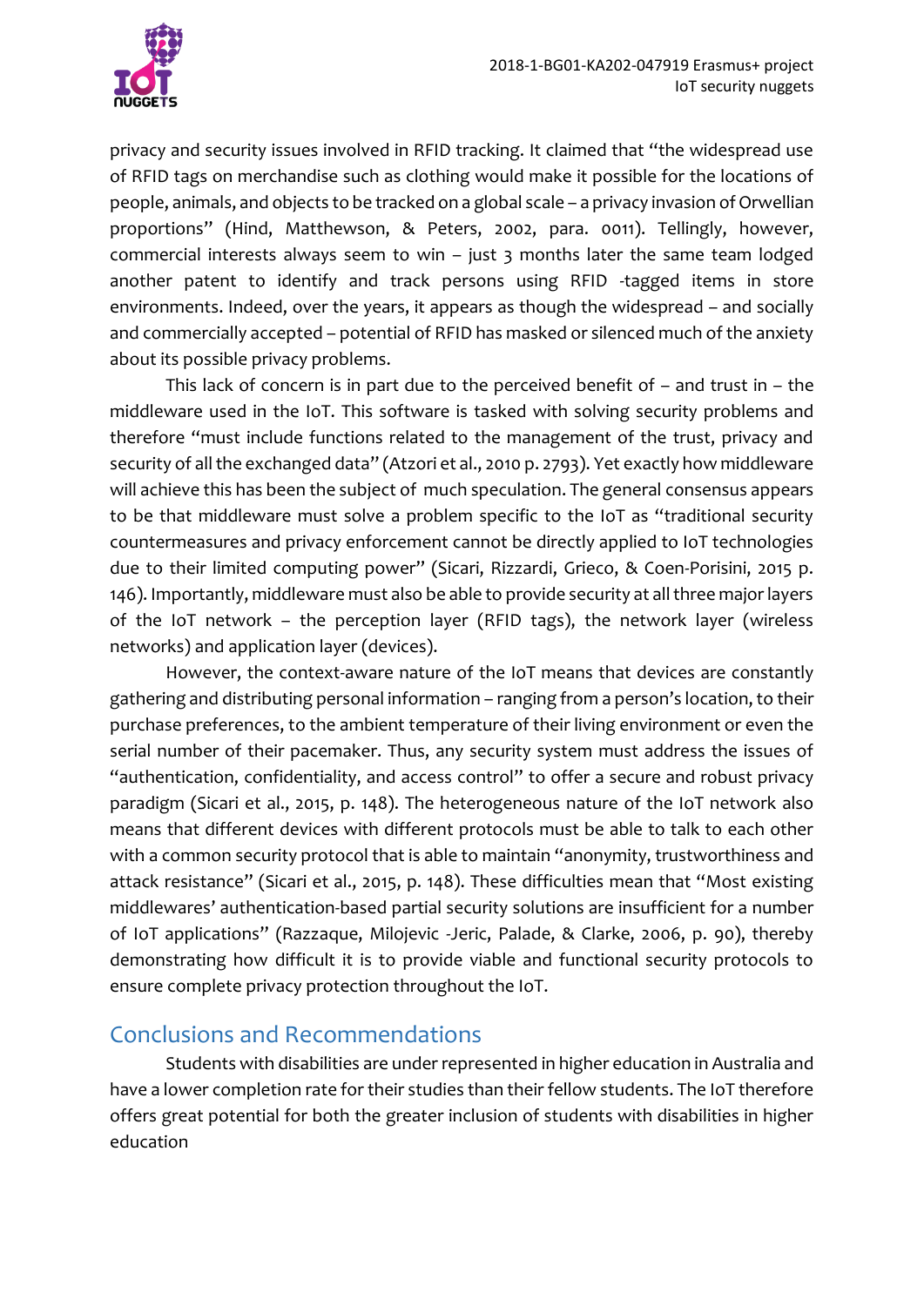privacy and security issues involved in RFID tracking. It claimed that "the widespread use of RFID tags on merchandise such as clothing would make it possible for the locations of people, animals, and objects to be tracked on a global scale – a privacy invasion of Orwellian proportions" (Hind, Matthewson, & Peters, 2002, para. 0011). Tellingly, however, commercial interests always seem to win – just 3 months later the same team lodged another patent to identify and track persons using RFID -tagged items in store environments. Indeed, over the years, it appears as though the widespread – and socially and commercially accepted – potential of RFID has masked or silenced much of the anxiety about its possible privacy problems.

This lack of concern is in part due to the perceived benefit of – and trust in – the middleware used in the IoT. This software is tasked with solving security problems and therefore "must include functions related to the management of the trust, privacy and security of all the exchanged data" (Atzori et al., 2010 p. 2793). Yet exactly how middleware will achieve this has been the subject of much speculation. The general consensus appears to be that middleware must solve a problem specific to the IoT as "traditional security countermeasures and privacy enforcement cannot be directly applied to IoT technologies due to their limited computing power" (Sicari, Rizzardi, Grieco, & Coen-Porisini, 2015 p. 146). Importantly, middleware must also be able to provide security at all three major layers of the IoT network – the perception layer (RFID tags), the network layer (wireless networks) and application layer (devices).

However, the context-aware nature of the IoT means that devices are constantly gathering and distributing personal information – ranging from a person's location, to their purchase preferences, to the ambient temperature of their living environment or even the serial number of their pacemaker. Thus, any security system must address the issues of "authentication, confidentiality, and access control" to offer a secure and robust privacy paradigm (Sicari et al., 2015, p. 148). The heterogeneous nature of the IoT network also means that different devices with different protocols must be able to talk to each other with a common security protocol that is able to maintain "anonymity, trustworthiness and attack resistance" (Sicari et al., 2015, p. 148). These difficulties mean that "Most existing middlewares' authentication-based partial security solutions are insufficient for a number of IoT applications" (Razzaque, Milojevic -Jeric, Palade, & Clarke, 2006, p. 90), thereby demonstrating how difficult it is to provide viable and functional security protocols to ensure complete privacy protection throughout the IoT.

## Conclusions and Recommendations

Students with disabilities are under represented in higher education in Australia and have a lower completion rate for their studies than their fellow students. The IoT therefore offers great potential for both the greater inclusion of students with disabilities in higher education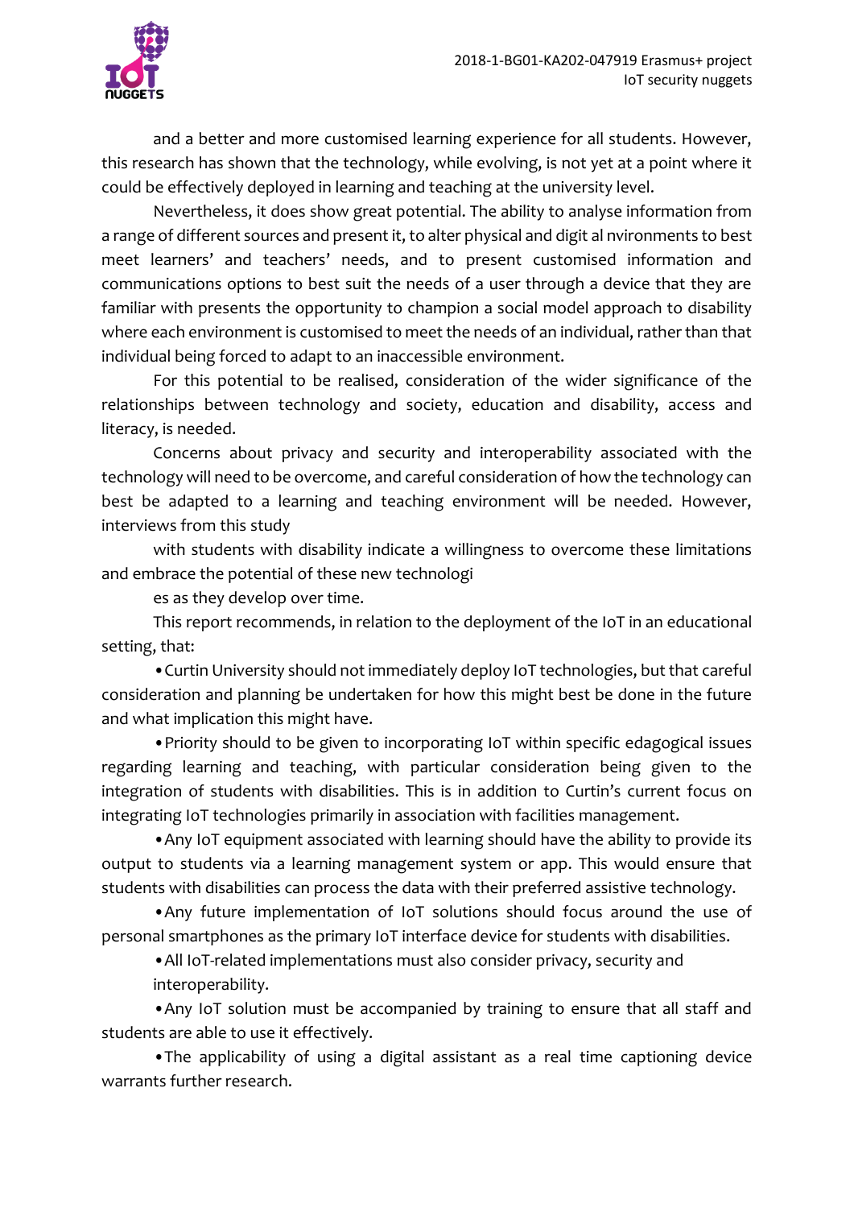and a better and more customised learning experience for all students. However, this research has shown that the technology, while evolving, is not yet at a point where it could be effectively deployed in learning and teaching at the university level.

Nevertheless, it does show great potential. The ability to analyse information from a range of different sources and present it, to alter physical and digit al nvironments to best meet learners' and teachers' needs, and to present customised information and communications options to best suit the needs of a user through a device that they are familiar with presents the opportunity to champion a social model approach to disability where each environment is customised to meet the needs of an individual, rather than that individual being forced to adapt to an inaccessible environment.

For this potential to be realised, consideration of the wider significance of the relationships between technology and society, education and disability, access and literacy, is needed.

Concerns about privacy and security and interoperability associated with the technology will need to be overcome, and careful consideration of how the technology can best be adapted to a learning and teaching environment will be needed. However, interviews from this study

with students with disability indicate a willingness to overcome these limitations and embrace the potential of these new technologi

es as they develop over time.

This report recommends, in relation to the deployment of the IoT in an educational setting, that:

- Curtin University should not immediately deploy IoT technologies, but that careful consideration and planning be undertaken for how this might best be done in the future and what implication this might have.
- Priority should to be given to incorporating IoT within specific edagogical issues regarding learning and teaching, with particular consideration being given to the integration of students with disabilities. This is in addition to Curtin's current focus on integrating IoT technologies primarily in association with facilities management.
- Any IoT equipment associated with learning should have the ability to provide its output to students via a learning management system or app. This would ensure that students with disabilities can process the data with their preferred assistive technology.
- Any future implementation of IoT solutions should focus around the use of personal smartphones as the primary IoT interface device for students with disabilities.
- All IoT-related implementations must also consider privacy, security and interoperability.
- Any IoT solution must be accompanied by training to ensure that all staff and students are able to use it effectively.
- The applicability of using a digital assistant as a real time captioning device warrants further research.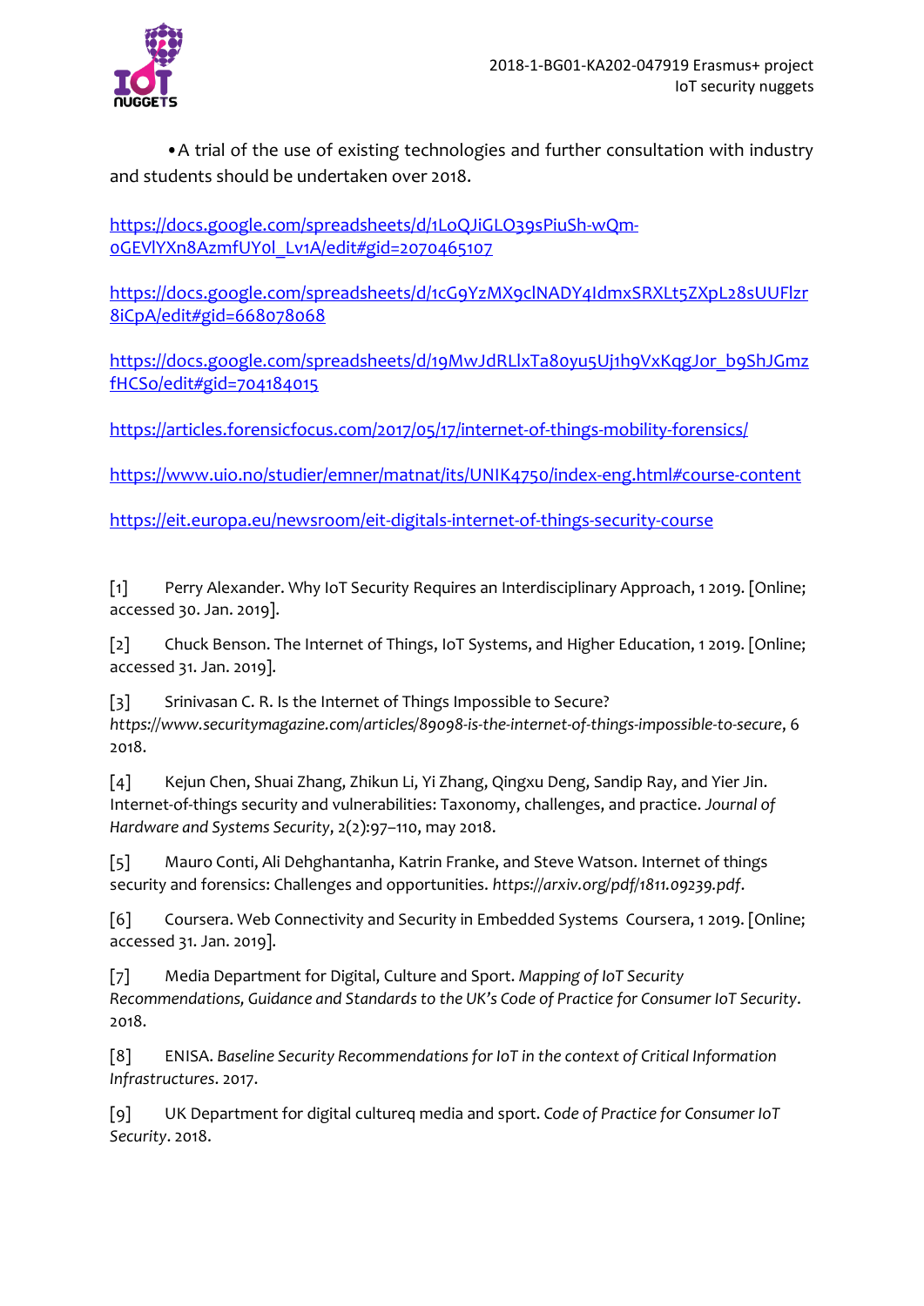• A trial of the use of existing technologies and further consultation with industry and students should be undertaken over 2018.

https://docs.google.com/spreadsheets/d/1LoQJiGLO39sPiuSh-wQm-0GEVlYXn8AzmfUY0l_Lv1A/edit#gid=2070465107

https://docs.google.com/spreadsheets/d/1cG9YzMX9clNADY4IdmxSRXLt5ZXpL28sUUFlzr8iCpA/edit#gid=668078068

https://docs.google.com/spreadsheets/d/19MwJdRLlxTa80yu5Uj1h9VxKqgJor_b9ShJGmzfHCSo/edit#gid=704184015

https://articles.forensicfocus.com/2017/05/17/internet-of-things-mobility-forensics/

https://www.uio.no/studier/emner/matnat/its/UNIK4750/index-eng.html#course-content

https://eit.europa.eu/newsroom/eit-digitals-internet-of-things-security-course

[1] Perry Alexander. Why IoT Security Requires an Interdisciplinary Approach, 1 2019. [Online; accessed 30. Jan. 2019].

[2] Chuck Benson. The Internet of Things, IoT Systems, and Higher Education, 1 2019. [Online; accessed 31. Jan. 2019].

[3] Srinivasan C. R. Is the Internet of Things Impossible to Secure? *https://www.securitymagazine.com/articles/89098-is-the-internet-of-things-impossible-to-secure*, 6 2018.

[4] Kejun Chen, Shuai Zhang, Zhikun Li, Yi Zhang, Qingxu Deng, Sandip Ray, and Yier Jin. Internet-of-things security and vulnerabilities: Taxonomy, challenges, and practice. *Journal of Hardware and Systems Security*, 2(2):97–110, may 2018.

[5] Mauro Conti, Ali Dehghantanha, Katrin Franke, and Steve Watson. Internet of things security and forensics: Challenges and opportunities. *https://arxiv.org/pdf/1811.09239.pdf*.

[6] Coursera. Web Connectivity and Security in Embedded Systems Coursera, 1 2019. [Online; accessed 31. Jan. 2019].

[7] Media Department for Digital, Culture and Sport. *Mapping of IoT Security Recommendations, Guidance and Standards to the UK's Code of Practice for Consumer IoT Security*. 2018.

[8] ENISA. *Baseline Security Recommendations for IoT in the context of Critical Information Infrastructures*. 2017.

[9] UK Department for digital cultureq media and sport. *Code of Practice for Consumer IoT Security*. 2018.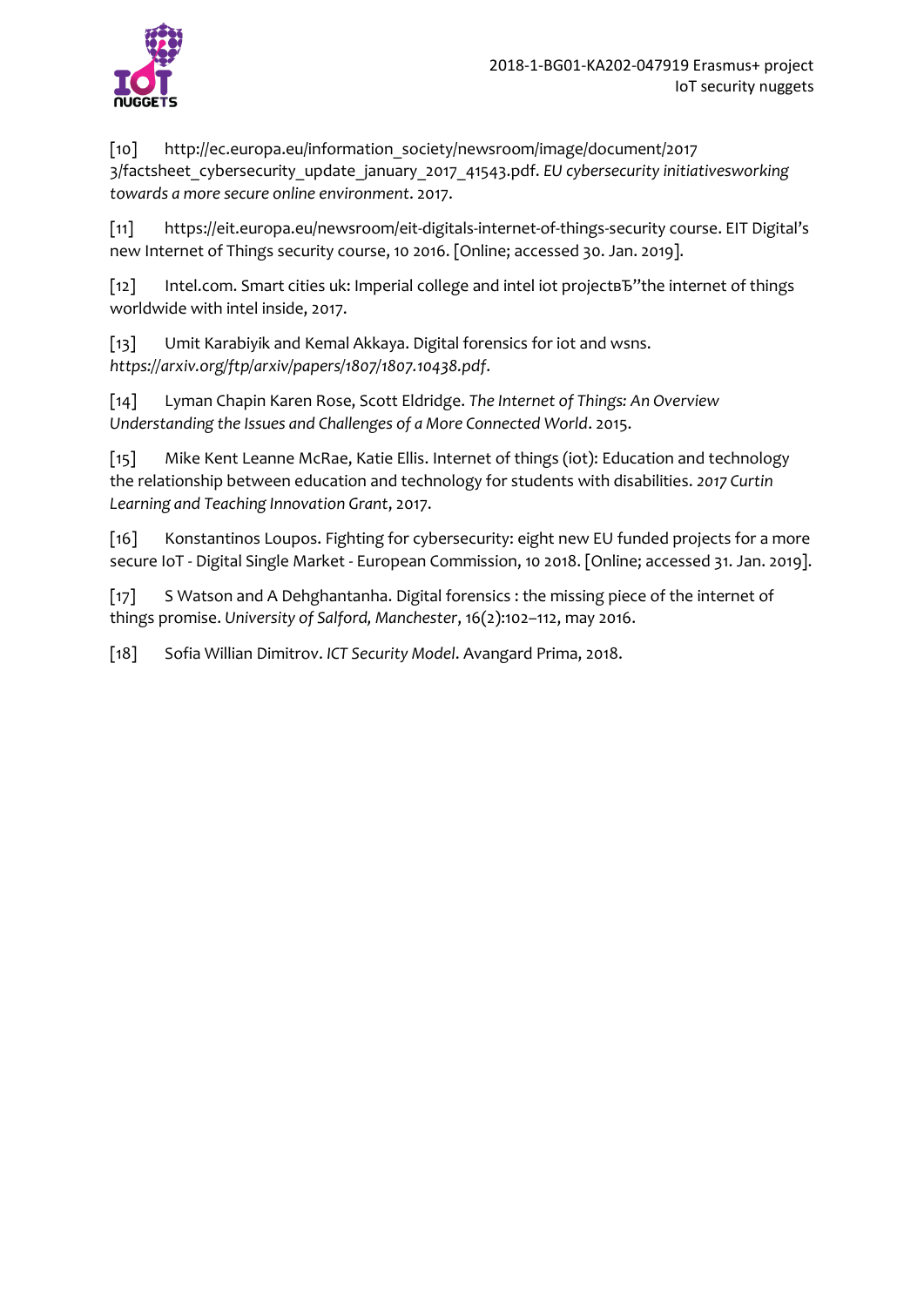[10] http://ec.europa.eu/information_society/newsroom/image/document/2017 3/factsheet_cybersecurity_update_january_2017_41543.pdf. *EU cybersecurity initiativesworking towards a more secure online environment*. 2017.

[11] https://eit.europa.eu/newsroom/eit-digitals-internet-of-things-security course. EIT Digital's new Internet of Things security course, 10 2016. [Online; accessed 30. Jan. 2019].

[12] Intel.com. Smart cities uk: Imperial college and intel iot projectвЂ"the internet of things worldwide with intel inside, 2017.

[13] Umit Karabiyik and Kemal Akkaya. Digital forensics for iot and wsns. *https://arxiv.org/ftp/arxiv/papers/1807/1807.10438.pdf*.

[14] Lyman Chapin Karen Rose, Scott Eldridge. *The Internet of Things: An Overview Understanding the Issues and Challenges of a More Connected World*. 2015.

[15] Mike Kent Leanne McRae, Katie Ellis. Internet of things (iot): Education and technology the relationship between education and technology for students with disabilities. *2017 Curtin Learning and Teaching Innovation Grant*, 2017.

[16] Konstantinos Loupos. Fighting for cybersecurity: eight new EU funded projects for a more secure IoT - Digital Single Market - European Commission, 10 2018. [Online; accessed 31. Jan. 2019].

[17] S Watson and A Dehghantanha. Digital forensics : the missing piece of the internet of things promise. *University of Salford, Manchester*, 16(2):102–112, may 2016.

[18] Sofia Willian Dimitrov. *ICT Security Model*. Avangard Prima, 2018.